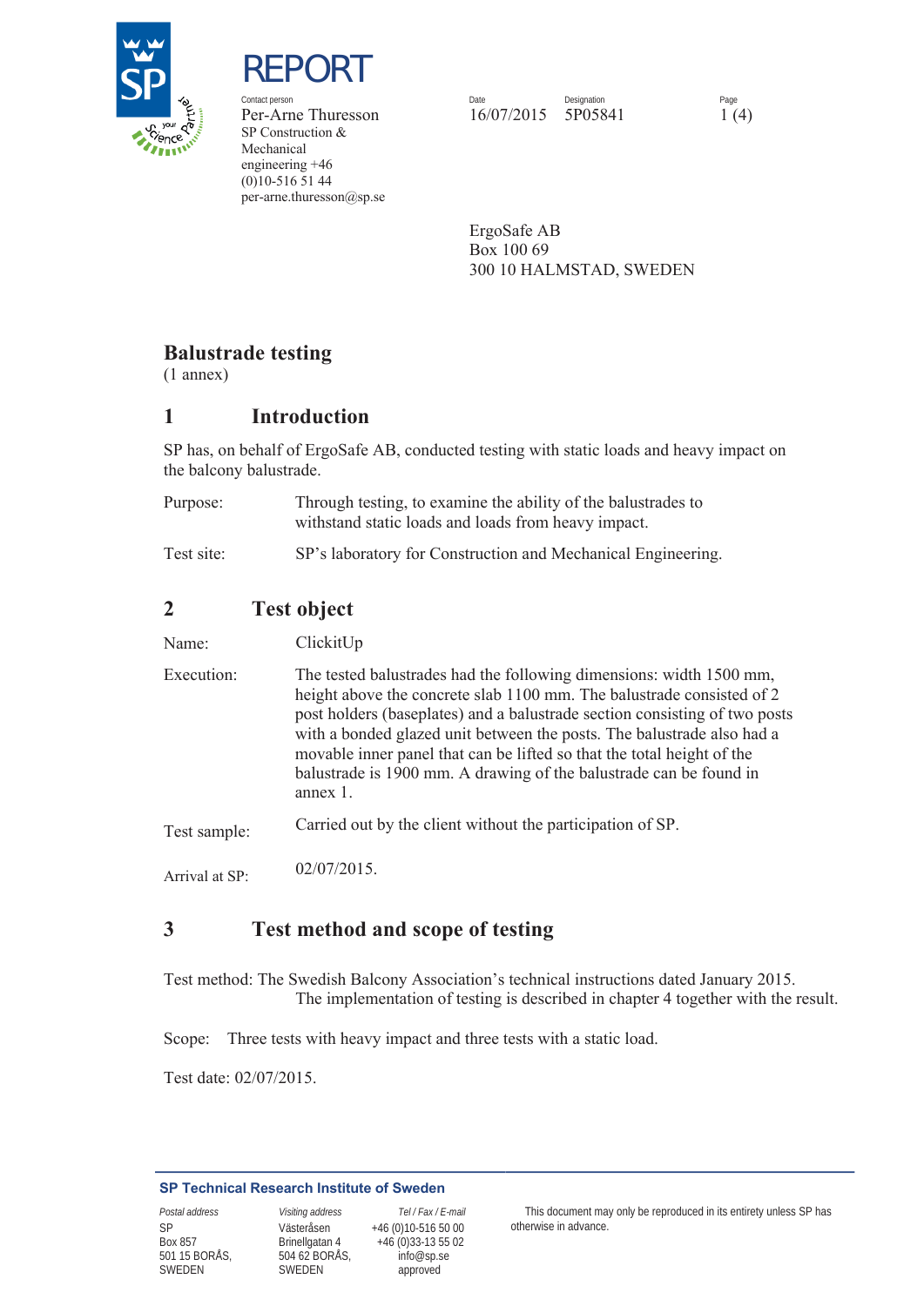# REPORT

Contact person
Per-Arne Thuresson
SP Construction & Mechanical engineering +46 (0)10-516 51 44
per-arne.thuresson@sp.se

Date
16/07/2015

Designation
5P05841

ErgoSafe AB
Box 100 69
300 10 HALMSTAD, SWEDEN

## Balustrade testing

(1 annex)

## 1 Introduction

SP has, on behalf of ErgoSafe AB, conducted testing with static loads and heavy impact on the balcony balustrade.

Purpose: Through testing, to examine the ability of the balustrades to withstand static loads and loads from heavy impact.

Test site: SP's laboratory for Construction and Mechanical Engineering.

## 2 Test object

Name: ClickitUp

Execution: The tested balustrades had the following dimensions: width 1500 mm, height above the concrete slab 1100 mm. The balustrade consisted of 2 post holders (baseplates) and a balustrade section consisting of two posts with a bonded glazed unit between the posts. The balustrade also had a movable inner panel that can be lifted so that the total height of the balustrade is 1900 mm. A drawing of the balustrade can be found in annex 1.

Test sample: Carried out by the client without the participation of SP.

Arrival at SP: 02/07/2015.

## 3 Test method and scope of testing

Test method: The Swedish Balcony Association's technical instructions dated January 2015. The implementation of testing is described in chapter 4 together with the result.

Scope: Three tests with heavy impact and three tests with a static load.

Test date: 02/07/2015.

**SP Technical Research Institute of Sweden**

| Postal address | Visiting address | Tel / Fax / E-mail |
|---|---|---|
| SP<br>Box 857<br>501 15 BORÅS, SWEDEN | Västeråsen<br>Brinellgatan 4<br>504 62 BORÅS, SWEDEN | +46 (0)10-516 50 00<br>+46 (0)33-13 55 02<br>info@sp.se |

This document may only be reproduced in its entirety unless SP has approved otherwise in advance.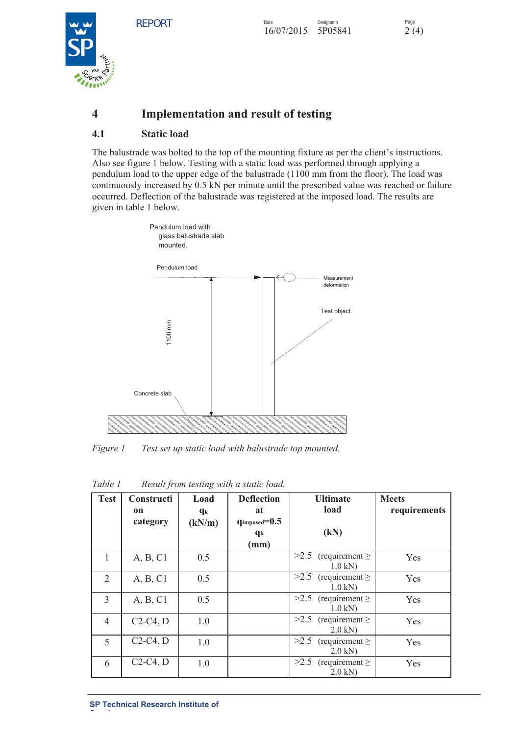## 4 Implementation and result of testing

### 4.1 Static load

The balustrade was bolted to the top of the mounting fixture as per the client's instructions. Also see figure 1 below. Testing with a static load was performed through applying a pendulum load to the upper edge of the balustrade (1100 mm from the floor). The load was continuously increased by 0.5 kN per minute until the prescribed value was reached or failure occurred. Deflection of the balustrade was registered at the imposed load. The results are given in table 1 below.

Pendulum load with glass balustrade slab mounted.

Pendulum load

Measurement deformation

Test object

1100 mm

Concrete slab

*Figure 1 Test set up static load with balustrade top mounted.*

*Table 1 Result from testing with a static load.*

| Test | Construction category | Load $q_k$ (kN/m) | Deflection at $q_{imposed}=0.5\ q_k$ (mm) | Ultimate load (kN) | Meets requirements |
|---|---|---|---|---|---|
| 1 | A, B, C1 | 0.5 | | >2.5 (requirement ≥ 1.0 kN) | Yes |
| 2 | A, B, C1 | 0.5 | | >2.5 (requirement ≥ 1.0 kN) | Yes |
| 3 | A, B, C1 | 0.5 | | >2.5 (requirement ≥ 1.0 kN) | Yes |
| 4 | C2-C4, D | 1.0 | | >2.5 (requirement ≥ 2.0 kN) | Yes |
| 5 | C2-C4, D | 1.0 | | >2.5 (requirement ≥ 2.0 kN) | Yes |
| 6 | C2-C4, D | 1.0 | | >2.5 (requirement ≥ 2.0 kN) | Yes |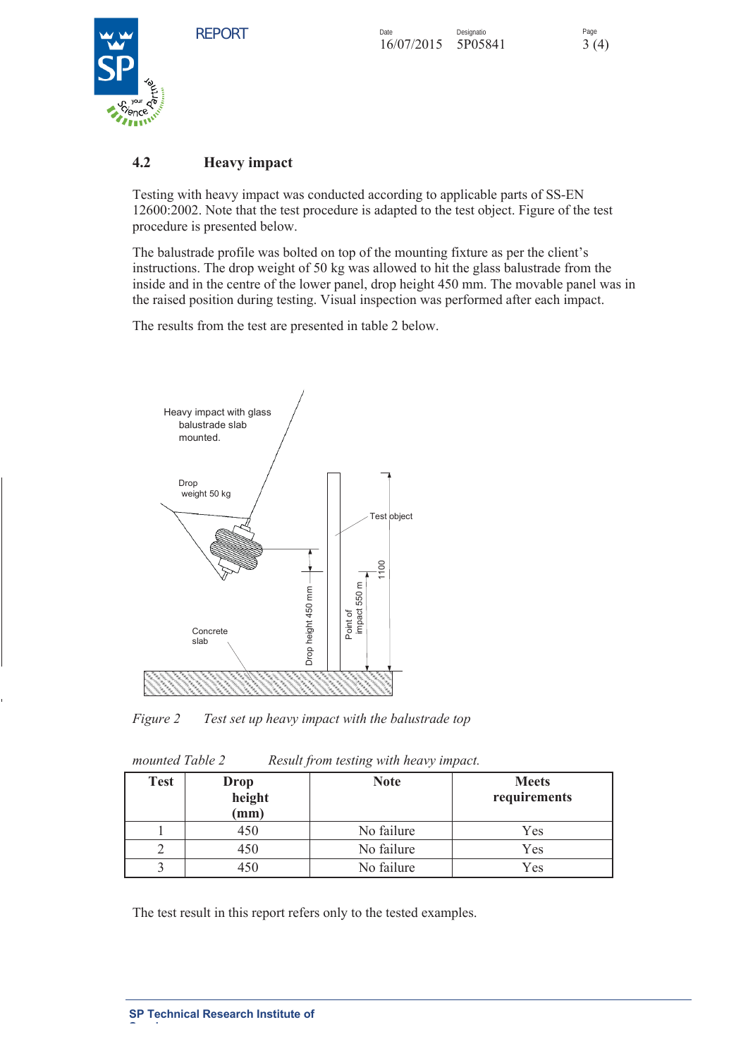## 4.2 Heavy impact

Testing with heavy impact was conducted according to applicable parts of SS-EN 12600:2002. Note that the test procedure is adapted to the test object. Figure of the test procedure is presented below.

The balustrade profile was bolted on top of the mounting fixture as per the client's instructions. The drop weight of 50 kg was allowed to hit the glass balustrade from the inside and in the centre of the lower panel, drop height 450 mm. The movable panel was in the raised position during testing. Visual inspection was performed after each impact.

The results from the test are presented in table 2 below.

Heavy impact with glass balustrade slab mounted.

Drop weight 50 kg

Test object

Concrete slab

Drop height 450 mm

Point of impact 550 m

1100

*Figure 2 Test set up heavy impact with the balustrade top mounted*

*Table 2 Result from testing with heavy impact.*

| Test | Drop height (mm) | Note | Meets requirements |
|---|---|---|---|
| 1 | 450 | No failure | Yes |
| 2 | 450 | No failure | Yes |
| 3 | 450 | No failure | Yes |

The test result in this report refers only to the tested examples.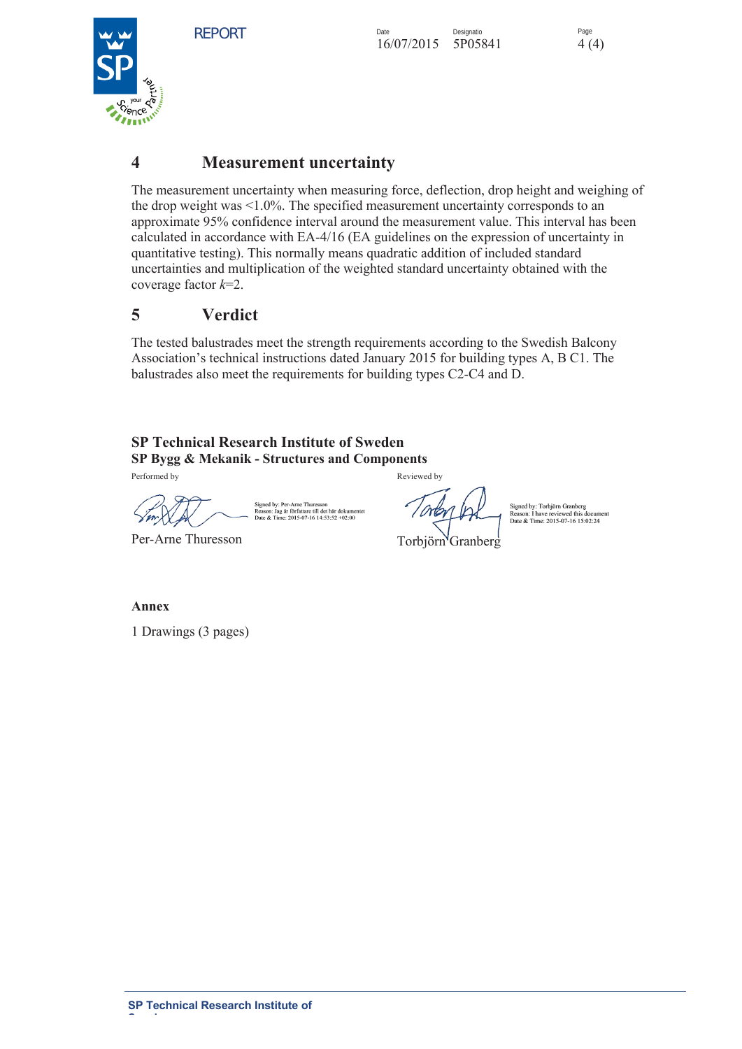## 4 Measurement uncertainty

The measurement uncertainty when measuring force, deflection, drop height and weighing of the drop weight was <1.0%. The specified measurement uncertainty corresponds to an approximate 95% confidence interval around the measurement value. This interval has been calculated in accordance with EA-4/16 (EA guidelines on the expression of uncertainty in quantitative testing). This normally means quadratic addition of included standard uncertainties and multiplication of the weighted standard uncertainty obtained with the coverage factor $k$=2.

## 5 Verdict

The tested balustrades meet the strength requirements according to the Swedish Balcony Association's technical instructions dated January 2015 for building types A, B C1. The balustrades also meet the requirements for building types C2-C4 and D.

**SP Technical Research Institute of Sweden**
**SP Bygg & Mekanik - Structures and Components**

| Performed by | Reviewed by |
| --- | --- |
| Signed by: Per-Arne Thuresson<br>Reason: Jag är författare till det här dokumentet<br>Date & Time: 2015-07-16 14:53:52 +02:00 | Signed by: Torbjörn Granberg<br>Reason: I have reviewed this document<br>Date & Time: 2015-07-16 15:02:24 |
| Per-Arne Thuresson | Torbjörn Granberg |

**Annex**

1 Drawings (3 pages)